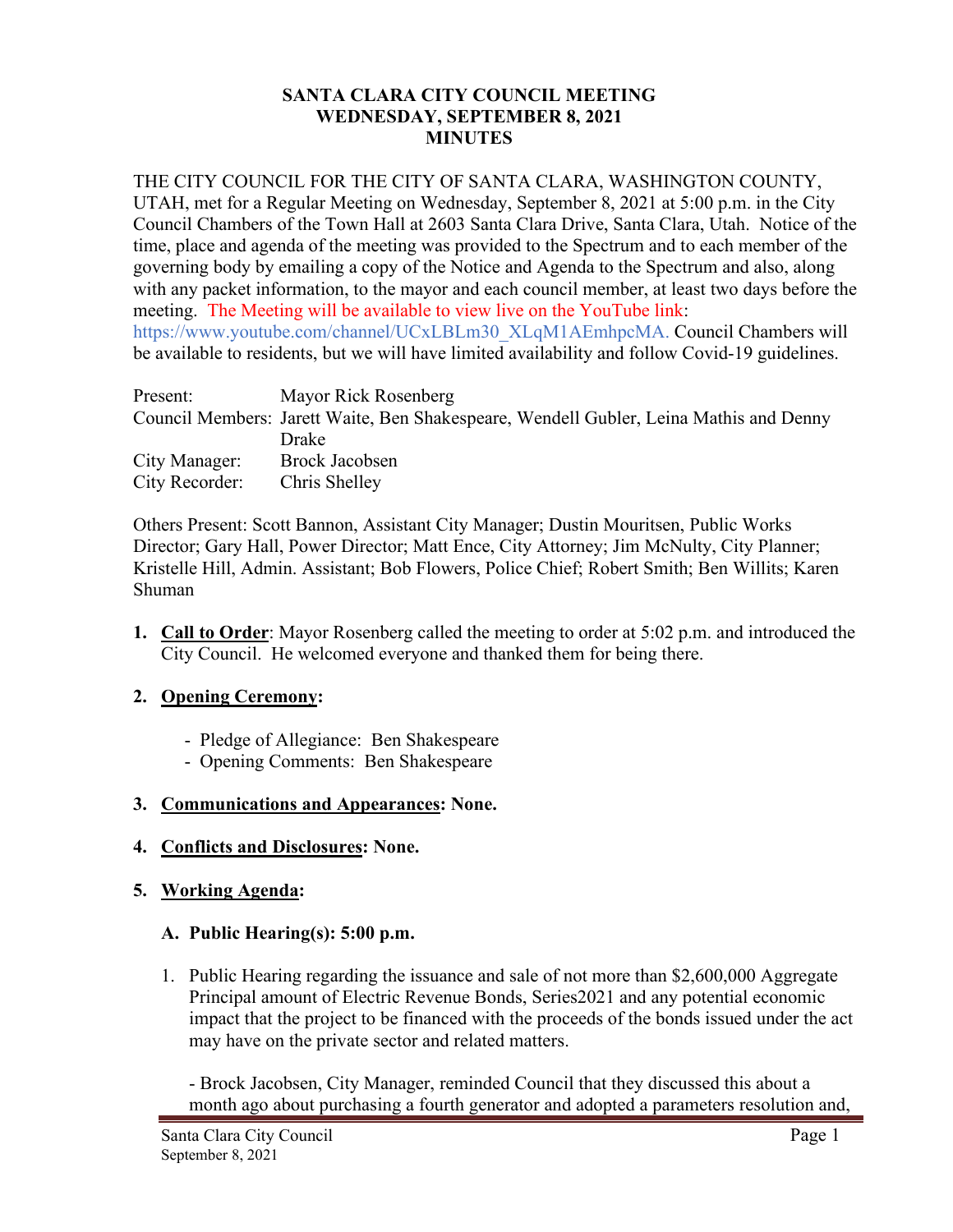**SANTA CLARA CITY COUNCIL MEETING**
**WEDNESDAY, SEPTEMBER 8, 2021**
**MINUTES**

THE CITY COUNCIL FOR THE CITY OF SANTA CLARA, WASHINGTON COUNTY, UTAH, met for a Regular Meeting on Wednesday, September 8, 2021 at 5:00 p.m. in the City Council Chambers of the Town Hall at 2603 Santa Clara Drive, Santa Clara, Utah. Notice of the time, place and agenda of the meeting was provided to the Spectrum and to each member of the governing body by emailing a copy of the Notice and Agenda to the Spectrum and also, along with any packet information, to the mayor and each council member, at least two days before the meeting. The Meeting will be available to view live on the YouTube link: https://www.youtube.com/channel/UCxLBLm30_XLqM1AEmhpcMA. Council Chambers will be available to residents, but we will have limited availability and follow Covid-19 guidelines.

| | |
|---|---|
| Present: | Mayor Rick Rosenberg |
| Council Members: | Jarett Waite, Ben Shakespeare, Wendell Gubler, Leina Mathis and Denny Drake |
| City Manager: | Brock Jacobsen |
| City Recorder: | Chris Shelley |

Others Present: Scott Bannon, Assistant City Manager; Dustin Mouritsen, Public Works Director; Gary Hall, Power Director; Matt Ence, City Attorney; Jim McNulty, City Planner; Kristelle Hill, Admin. Assistant; Bob Flowers, Police Chief; Robert Smith; Ben Willits; Karen Shuman

1. **Call to Order**: Mayor Rosenberg called the meeting to order at 5:02 p.m. and introduced the City Council. He welcomed everyone and thanked them for being there.

2. **Opening Ceremony:**

   - Pledge of Allegiance: Ben Shakespeare
   - Opening Comments: Ben Shakespeare

3. **Communications and Appearances: None.**

4. **Conflicts and Disclosures: None.**

5. **Working Agenda:**

   **A. Public Hearing(s): 5:00 p.m.**

   1. Public Hearing regarding the issuance and sale of not more than $2,600,000 Aggregate Principal amount of Electric Revenue Bonds, Series2021 and any potential economic impact that the project to be financed with the proceeds of the bonds issued under the act may have on the private sector and related matters.

      - Brock Jacobsen, City Manager, reminded Council that they discussed this about a month ago about purchasing a fourth generator and adopted a parameters resolution and,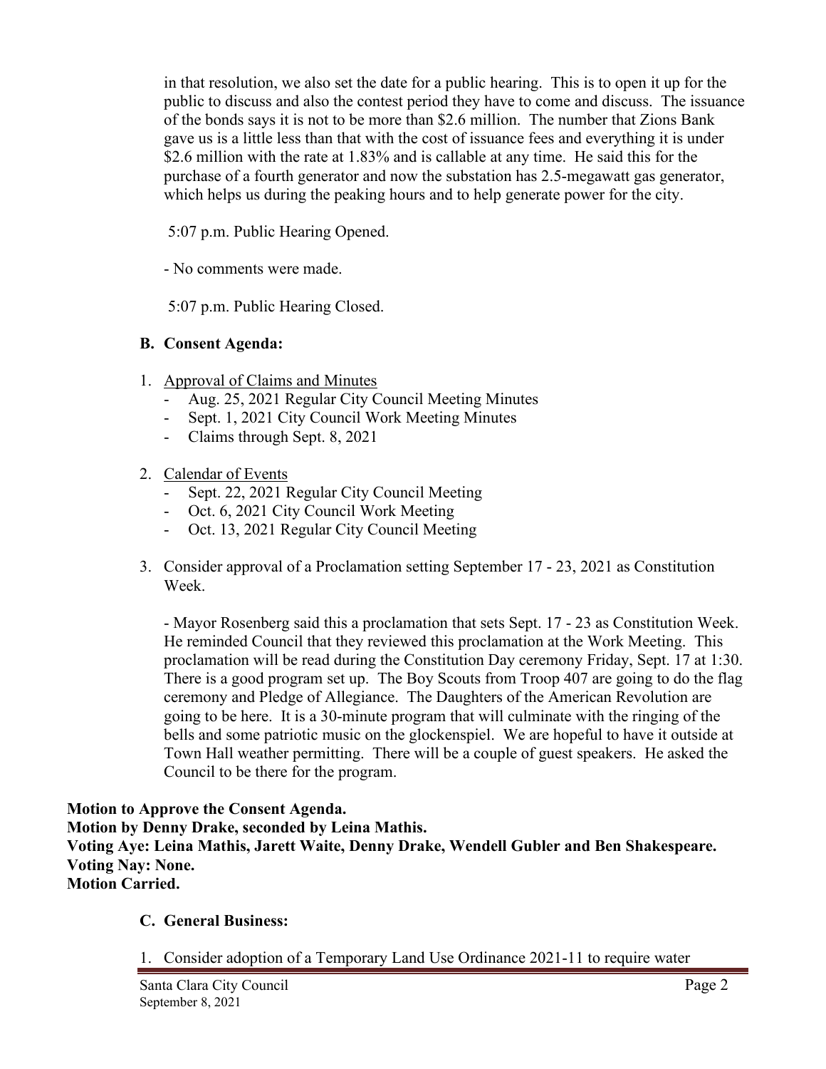in that resolution, we also set the date for a public hearing. This is to open it up for the public to discuss and also the contest period they have to come and discuss. The issuance of the bonds says it is not to be more than $2.6 million. The number that Zions Bank gave us is a little less than that with the cost of issuance fees and everything it is under $2.6 million with the rate at 1.83% and is callable at any time. He said this for the purchase of a fourth generator and now the substation has 2.5-megawatt gas generator, which helps us during the peaking hours and to help generate power for the city.

5:07 p.m. Public Hearing Opened.

- No comments were made.

5:07 p.m. Public Hearing Closed.

**B. Consent Agenda:**

1. Approval of Claims and Minutes
   - Aug. 25, 2021 Regular City Council Meeting Minutes
   - Sept. 1, 2021 City Council Work Meeting Minutes
   - Claims through Sept. 8, 2021

2. Calendar of Events
   - Sept. 22, 2021 Regular City Council Meeting
   - Oct. 6, 2021 City Council Work Meeting
   - Oct. 13, 2021 Regular City Council Meeting

3. Consider approval of a Proclamation setting September 17 - 23, 2021 as Constitution Week.

   - Mayor Rosenberg said this a proclamation that sets Sept. 17 - 23 as Constitution Week. He reminded Council that they reviewed this proclamation at the Work Meeting. This proclamation will be read during the Constitution Day ceremony Friday, Sept. 17 at 1:30. There is a good program set up. The Boy Scouts from Troop 407 are going to do the flag ceremony and Pledge of Allegiance. The Daughters of the American Revolution are going to be here. It is a 30-minute program that will culminate with the ringing of the bells and some patriotic music on the glockenspiel. We are hopeful to have it outside at Town Hall weather permitting. There will be a couple of guest speakers. He asked the Council to be there for the program.

**Motion to Approve the Consent Agenda.**
**Motion by Denny Drake, seconded by Leina Mathis.**
**Voting Aye: Leina Mathis, Jarett Waite, Denny Drake, Wendell Gubler and Ben Shakespeare.**
**Voting Nay: None.**
**Motion Carried.**

**C. General Business:**

1. Consider adoption of a Temporary Land Use Ordinance 2021-11 to require water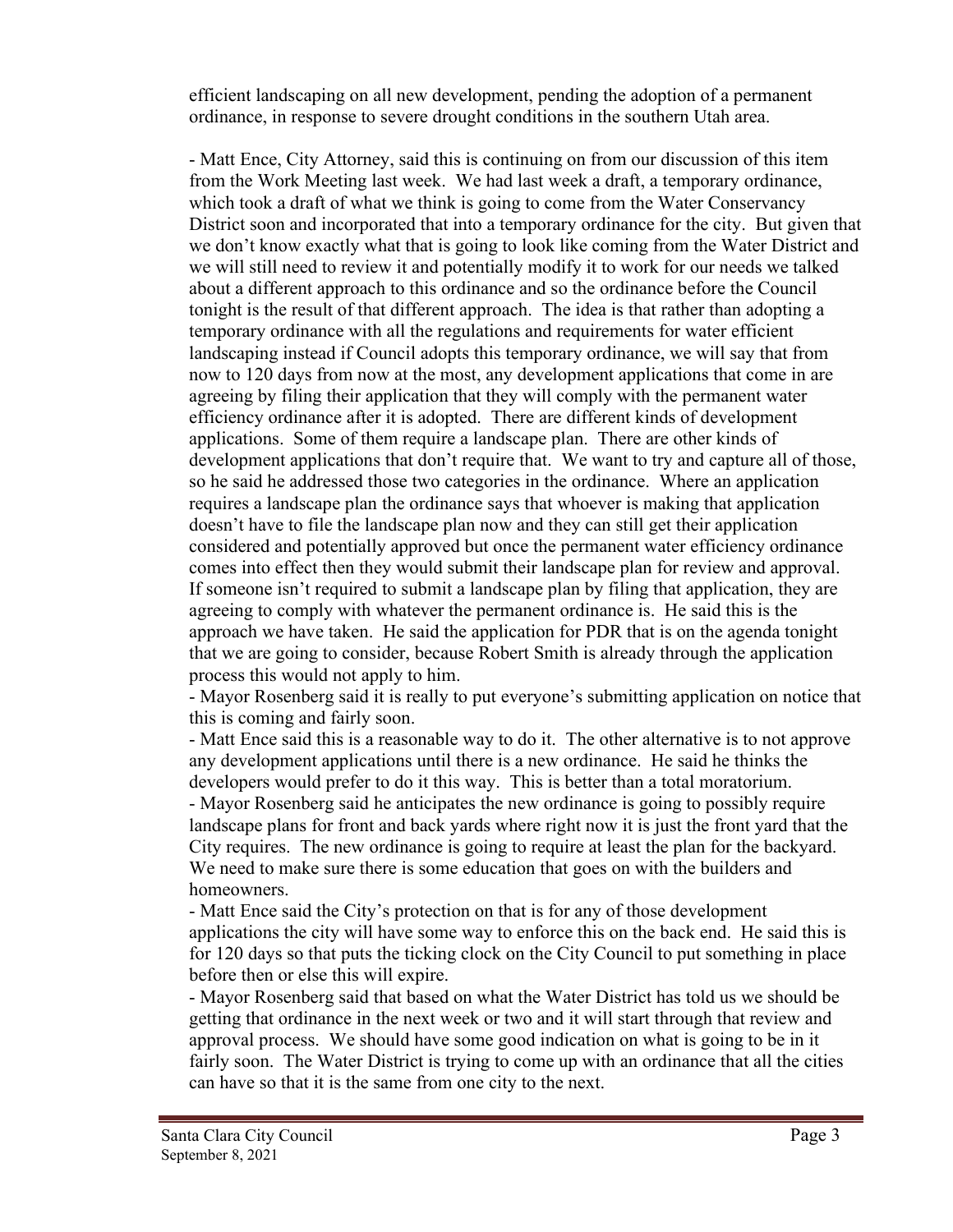efficient landscaping on all new development, pending the adoption of a permanent ordinance, in response to severe drought conditions in the southern Utah area.

- Matt Ence, City Attorney, said this is continuing on from our discussion of this item from the Work Meeting last week. We had last week a draft, a temporary ordinance, which took a draft of what we think is going to come from the Water Conservancy District soon and incorporated that into a temporary ordinance for the city. But given that we don't know exactly what that is going to look like coming from the Water District and we will still need to review it and potentially modify it to work for our needs we talked about a different approach to this ordinance and so the ordinance before the Council tonight is the result of that different approach. The idea is that rather than adopting a temporary ordinance with all the regulations and requirements for water efficient landscaping instead if Council adopts this temporary ordinance, we will say that from now to 120 days from now at the most, any development applications that come in are agreeing by filing their application that they will comply with the permanent water efficiency ordinance after it is adopted. There are different kinds of development applications. Some of them require a landscape plan. There are other kinds of development applications that don't require that. We want to try and capture all of those, so he said he addressed those two categories in the ordinance. Where an application requires a landscape plan the ordinance says that whoever is making that application doesn't have to file the landscape plan now and they can still get their application considered and potentially approved but once the permanent water efficiency ordinance comes into effect then they would submit their landscape plan for review and approval. If someone isn't required to submit a landscape plan by filing that application, they are agreeing to comply with whatever the permanent ordinance is. He said this is the approach we have taken. He said the application for PDR that is on the agenda tonight that we are going to consider, because Robert Smith is already through the application process this would not apply to him.
- Mayor Rosenberg said it is really to put everyone's submitting application on notice that this is coming and fairly soon.
- Matt Ence said this is a reasonable way to do it. The other alternative is to not approve any development applications until there is a new ordinance. He said he thinks the developers would prefer to do it this way. This is better than a total moratorium.
- Mayor Rosenberg said he anticipates the new ordinance is going to possibly require landscape plans for front and back yards where right now it is just the front yard that the City requires. The new ordinance is going to require at least the plan for the backyard. We need to make sure there is some education that goes on with the builders and homeowners.
- Matt Ence said the City's protection on that is for any of those development applications the city will have some way to enforce this on the back end. He said this is for 120 days so that puts the ticking clock on the City Council to put something in place before then or else this will expire.
- Mayor Rosenberg said that based on what the Water District has told us we should be getting that ordinance in the next week or two and it will start through that review and approval process. We should have some good indication on what is going to be in it fairly soon. The Water District is trying to come up with an ordinance that all the cities can have so that it is the same from one city to the next.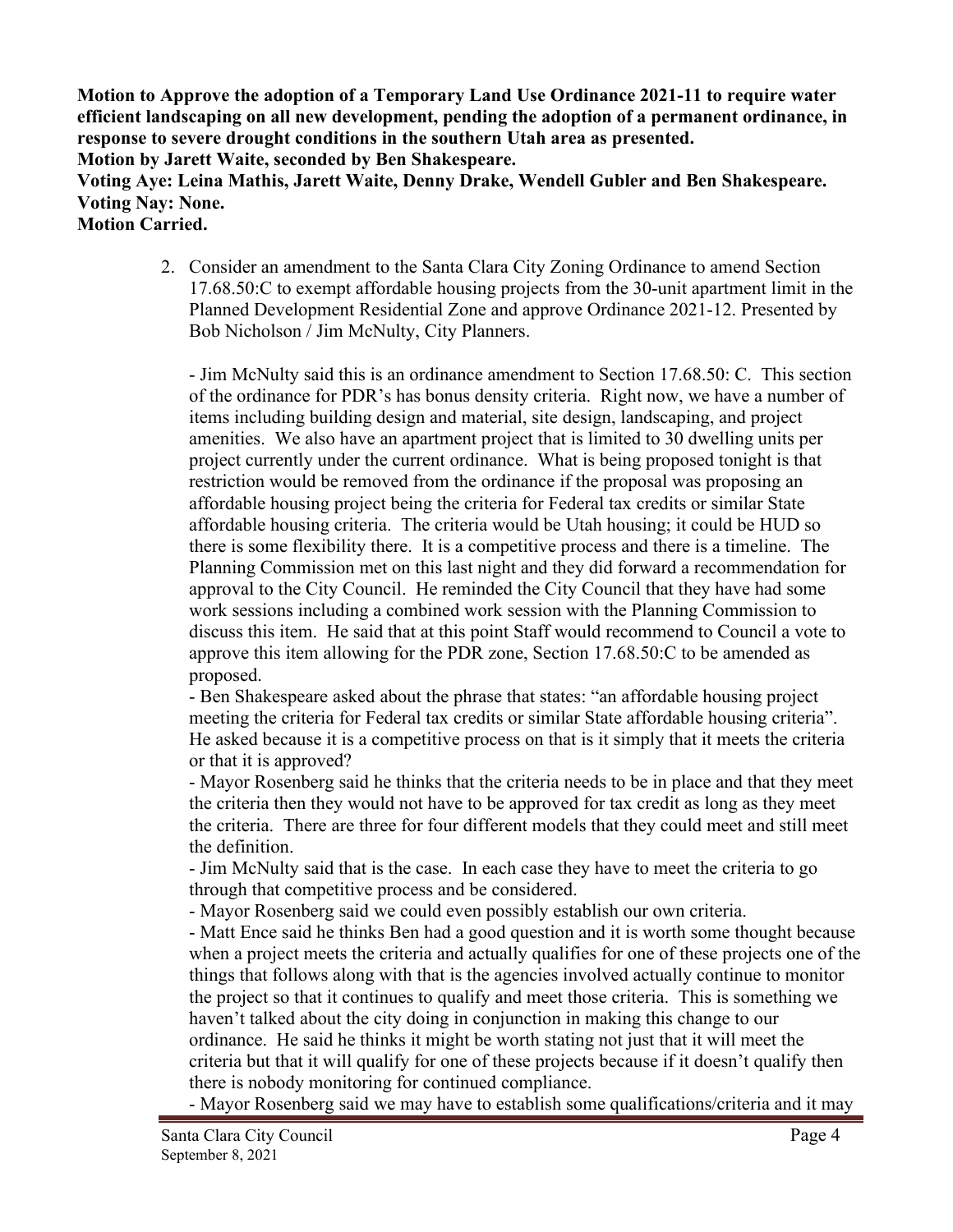**Motion to Approve the adoption of a Temporary Land Use Ordinance 2021-11 to require water efficient landscaping on all new development, pending the adoption of a permanent ordinance, in response to severe drought conditions in the southern Utah area as presented.**
**Motion by Jarett Waite, seconded by Ben Shakespeare.**
**Voting Aye: Leina Mathis, Jarett Waite, Denny Drake, Wendell Gubler and Ben Shakespeare.**
**Voting Nay: None.**
**Motion Carried.**

2. Consider an amendment to the Santa Clara City Zoning Ordinance to amend Section 17.68.50:C to exempt affordable housing projects from the 30-unit apartment limit in the Planned Development Residential Zone and approve Ordinance 2021-12. Presented by Bob Nicholson / Jim McNulty, City Planners.

   - Jim McNulty said this is an ordinance amendment to Section 17.68.50: C. This section of the ordinance for PDR's has bonus density criteria. Right now, we have a number of items including building design and material, site design, landscaping, and project amenities. We also have an apartment project that is limited to 30 dwelling units per project currently under the current ordinance. What is being proposed tonight is that restriction would be removed from the ordinance if the proposal was proposing an affordable housing project being the criteria for Federal tax credits or similar State affordable housing criteria. The criteria would be Utah housing; it could be HUD so there is some flexibility there. It is a competitive process and there is a timeline. The Planning Commission met on this last night and they did forward a recommendation for approval to the City Council. He reminded the City Council that they have had some work sessions including a combined work session with the Planning Commission to discuss this item. He said that at this point Staff would recommend to Council a vote to approve this item allowing for the PDR zone, Section 17.68.50:C to be amended as proposed.
   - Ben Shakespeare asked about the phrase that states: "an affordable housing project meeting the criteria for Federal tax credits or similar State affordable housing criteria". He asked because it is a competitive process on that is it simply that it meets the criteria or that it is approved?
   - Mayor Rosenberg said he thinks that the criteria needs to be in place and that they meet the criteria then they would not have to be approved for tax credit as long as they meet the criteria. There are three for four different models that they could meet and still meet the definition.
   - Jim McNulty said that is the case. In each case they have to meet the criteria to go through that competitive process and be considered.
   - Mayor Rosenberg said we could even possibly establish our own criteria.
   - Matt Ence said he thinks Ben had a good question and it is worth some thought because when a project meets the criteria and actually qualifies for one of these projects one of the things that follows along with that is the agencies involved actually continue to monitor the project so that it continues to qualify and meet those criteria. This is something we haven't talked about the city doing in conjunction in making this change to our ordinance. He said he thinks it might be worth stating not just that it will meet the criteria but that it will qualify for one of these projects because if it doesn't qualify then there is nobody monitoring for continued compliance.
   - Mayor Rosenberg said we may have to establish some qualifications/criteria and it may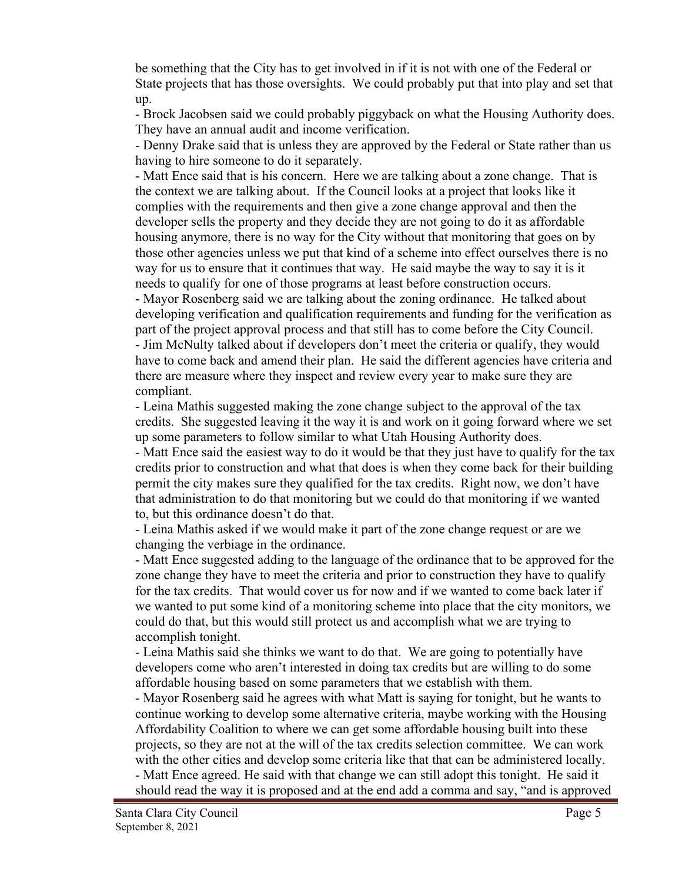be something that the City has to get involved in if it is not with one of the Federal or State projects that has those oversights. We could probably put that into play and set that up.

- Brock Jacobsen said we could probably piggyback on what the Housing Authority does. They have an annual audit and income verification.
- Denny Drake said that is unless they are approved by the Federal or State rather than us having to hire someone to do it separately.
- Matt Ence said that is his concern. Here we are talking about a zone change. That is the context we are talking about. If the Council looks at a project that looks like it complies with the requirements and then give a zone change approval and then the developer sells the property and they decide they are not going to do it as affordable housing anymore, there is no way for the City without that monitoring that goes on by those other agencies unless we put that kind of a scheme into effect ourselves there is no way for us to ensure that it continues that way. He said maybe the way to say it is it needs to qualify for one of those programs at least before construction occurs.
- Mayor Rosenberg said we are talking about the zoning ordinance. He talked about developing verification and qualification requirements and funding for the verification as part of the project approval process and that still has to come before the City Council.
- Jim McNulty talked about if developers don't meet the criteria or qualify, they would have to come back and amend their plan. He said the different agencies have criteria and there are measure where they inspect and review every year to make sure they are compliant.
- Leina Mathis suggested making the zone change subject to the approval of the tax credits. She suggested leaving it the way it is and work on it going forward where we set up some parameters to follow similar to what Utah Housing Authority does.
- Matt Ence said the easiest way to do it would be that they just have to qualify for the tax credits prior to construction and what that does is when they come back for their building permit the city makes sure they qualified for the tax credits. Right now, we don't have that administration to do that monitoring but we could do that monitoring if we wanted to, but this ordinance doesn't do that.
- Leina Mathis asked if we would make it part of the zone change request or are we changing the verbiage in the ordinance.
- Matt Ence suggested adding to the language of the ordinance that to be approved for the zone change they have to meet the criteria and prior to construction they have to qualify for the tax credits. That would cover us for now and if we wanted to come back later if we wanted to put some kind of a monitoring scheme into place that the city monitors, we could do that, but this would still protect us and accomplish what we are trying to accomplish tonight.
- Leina Mathis said she thinks we want to do that. We are going to potentially have developers come who aren't interested in doing tax credits but are willing to do some affordable housing based on some parameters that we establish with them.
- Mayor Rosenberg said he agrees with what Matt is saying for tonight, but he wants to continue working to develop some alternative criteria, maybe working with the Housing Affordability Coalition to where we can get some affordable housing built into these projects, so they are not at the will of the tax credits selection committee. We can work with the other cities and develop some criteria like that that can be administered locally.
- Matt Ence agreed. He said with that change we can still adopt this tonight. He said it should read the way it is proposed and at the end add a comma and say, "and is approved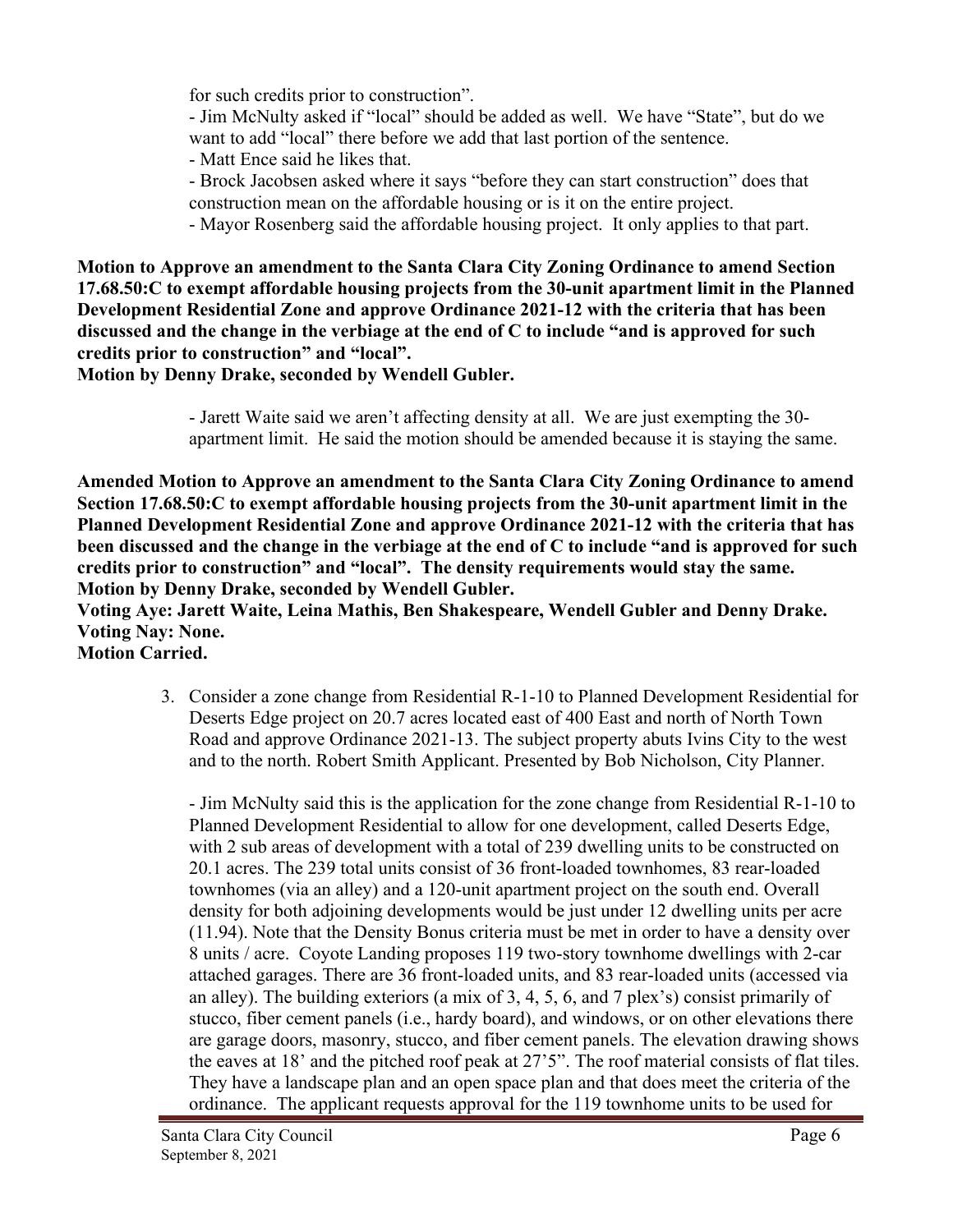for such credits prior to construction".

- Jim McNulty asked if "local" should be added as well. We have "State", but do we want to add "local" there before we add that last portion of the sentence.
- Matt Ence said he likes that.
- Brock Jacobsen asked where it says "before they can start construction" does that construction mean on the affordable housing or is it on the entire project.
- Mayor Rosenberg said the affordable housing project. It only applies to that part.

**Motion to Approve an amendment to the Santa Clara City Zoning Ordinance to amend Section 17.68.50:C to exempt affordable housing projects from the 30-unit apartment limit in the Planned Development Residential Zone and approve Ordinance 2021-12 with the criteria that has been discussed and the change in the verbiage at the end of C to include "and is approved for such credits prior to construction" and "local".**
**Motion by Denny Drake, seconded by Wendell Gubler.**

- Jarett Waite said we aren't affecting density at all. We are just exempting the 30-apartment limit. He said the motion should be amended because it is staying the same.

**Amended Motion to Approve an amendment to the Santa Clara City Zoning Ordinance to amend Section 17.68.50:C to exempt affordable housing projects from the 30-unit apartment limit in the Planned Development Residential Zone and approve Ordinance 2021-12 with the criteria that has been discussed and the change in the verbiage at the end of C to include "and is approved for such credits prior to construction" and "local". The density requirements would stay the same.**
**Motion by Denny Drake, seconded by Wendell Gubler.**
**Voting Aye: Jarett Waite, Leina Mathis, Ben Shakespeare, Wendell Gubler and Denny Drake.**
**Voting Nay: None.**
**Motion Carried.**

3. Consider a zone change from Residential R-1-10 to Planned Development Residential for Deserts Edge project on 20.7 acres located east of 400 East and north of North Town Road and approve Ordinance 2021-13. The subject property abuts Ivins City to the west and to the north. Robert Smith Applicant. Presented by Bob Nicholson, City Planner.

   - Jim McNulty said this is the application for the zone change from Residential R-1-10 to Planned Development Residential to allow for one development, called Deserts Edge, with 2 sub areas of development with a total of 239 dwelling units to be constructed on 20.1 acres. The 239 total units consist of 36 front-loaded townhomes, 83 rear-loaded townhomes (via an alley) and a 120-unit apartment project on the south end. Overall density for both adjoining developments would be just under 12 dwelling units per acre (11.94). Note that the Density Bonus criteria must be met in order to have a density over 8 units / acre. Coyote Landing proposes 119 two-story townhome dwellings with 2-car attached garages. There are 36 front-loaded units, and 83 rear-loaded units (accessed via an alley). The building exteriors (a mix of 3, 4, 5, 6, and 7 plex's) consist primarily of stucco, fiber cement panels (i.e., hardy board), and windows, or on other elevations there are garage doors, masonry, stucco, and fiber cement panels. The elevation drawing shows the eaves at 18' and the pitched roof peak at 27'5". The roof material consists of flat tiles. They have a landscape plan and an open space plan and that does meet the criteria of the ordinance. The applicant requests approval for the 119 townhome units to be used for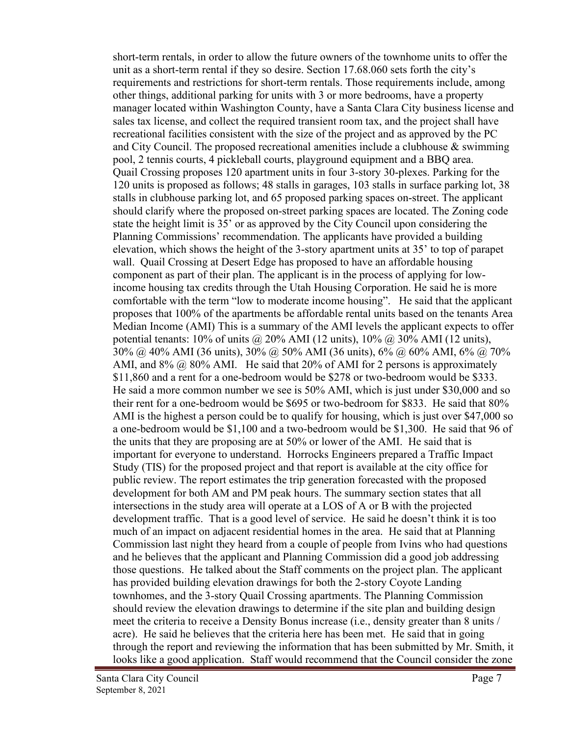short-term rentals, in order to allow the future owners of the townhome units to offer the unit as a short-term rental if they so desire. Section 17.68.060 sets forth the city's requirements and restrictions for short-term rentals. Those requirements include, among other things, additional parking for units with 3 or more bedrooms, have a property manager located within Washington County, have a Santa Clara City business license and sales tax license, and collect the required transient room tax, and the project shall have recreational facilities consistent with the size of the project and as approved by the PC and City Council. The proposed recreational amenities include a clubhouse & swimming pool, 2 tennis courts, 4 pickleball courts, playground equipment and a BBQ area. Quail Crossing proposes 120 apartment units in four 3-story 30-plexes. Parking for the 120 units is proposed as follows; 48 stalls in garages, 103 stalls in surface parking lot, 38 stalls in clubhouse parking lot, and 65 proposed parking spaces on-street. The applicant should clarify where the proposed on-street parking spaces are located. The Zoning code state the height limit is 35' or as approved by the City Council upon considering the Planning Commissions' recommendation. The applicants have provided a building elevation, which shows the height of the 3-story apartment units at 35' to top of parapet wall. Quail Crossing at Desert Edge has proposed to have an affordable housing component as part of their plan. The applicant is in the process of applying for low-income housing tax credits through the Utah Housing Corporation. He said he is more comfortable with the term "low to moderate income housing". He said that the applicant proposes that 100% of the apartments be affordable rental units based on the tenants Area Median Income (AMI) This is a summary of the AMI levels the applicant expects to offer potential tenants: 10% of units @ 20% AMI (12 units), 10% @ 30% AMI (12 units), 30% @ 40% AMI (36 units), 30% @ 50% AMI (36 units), 6% @ 60% AMI, 6% @ 70% AMI, and 8% @ 80% AMI. He said that 20% of AMI for 2 persons is approximately $11,860 and a rent for a one-bedroom would be $278 or two-bedroom would be $333. He said a more common number we see is 50% AMI, which is just under $30,000 and so their rent for a one-bedroom would be $695 or two-bedroom for $833. He said that 80% AMI is the highest a person could be to qualify for housing, which is just over $47,000 so a one-bedroom would be $1,100 and a two-bedroom would be $1,300. He said that 96 of the units that they are proposing are at 50% or lower of the AMI. He said that is important for everyone to understand. Horrocks Engineers prepared a Traffic Impact Study (TIS) for the proposed project and that report is available at the city office for public review. The report estimates the trip generation forecasted with the proposed development for both AM and PM peak hours. The summary section states that all intersections in the study area will operate at a LOS of A or B with the projected development traffic. That is a good level of service. He said he doesn't think it is too much of an impact on adjacent residential homes in the area. He said that at Planning Commission last night they heard from a couple of people from Ivins who had questions and he believes that the applicant and Planning Commission did a good job addressing those questions. He talked about the Staff comments on the project plan. The applicant has provided building elevation drawings for both the 2-story Coyote Landing townhomes, and the 3-story Quail Crossing apartments. The Planning Commission should review the elevation drawings to determine if the site plan and building design meet the criteria to receive a Density Bonus increase (i.e., density greater than 8 units / acre). He said he believes that the criteria here has been met. He said that in going through the report and reviewing the information that has been submitted by Mr. Smith, it looks like a good application. Staff would recommend that the Council consider the zone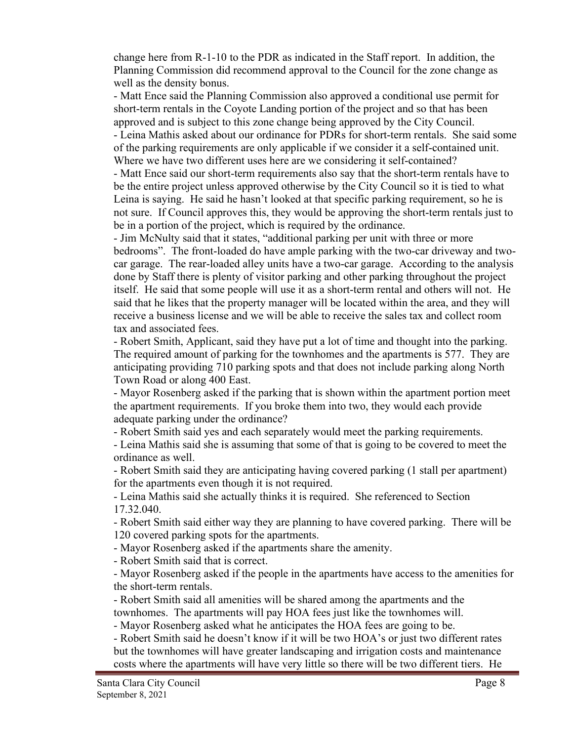change here from R-1-10 to the PDR as indicated in the Staff report. In addition, the Planning Commission did recommend approval to the Council for the zone change as well as the density bonus.

- Matt Ence said the Planning Commission also approved a conditional use permit for short-term rentals in the Coyote Landing portion of the project and so that has been approved and is subject to this zone change being approved by the City Council.
- Leina Mathis asked about our ordinance for PDRs for short-term rentals. She said some of the parking requirements are only applicable if we consider it a self-contained unit. Where we have two different uses here are we considering it self-contained?
- Matt Ence said our short-term requirements also say that the short-term rentals have to be the entire project unless approved otherwise by the City Council so it is tied to what Leina is saying. He said he hasn't looked at that specific parking requirement, so he is not sure. If Council approves this, they would be approving the short-term rentals just to be in a portion of the project, which is required by the ordinance.
- Jim McNulty said that it states, "additional parking per unit with three or more bedrooms". The front-loaded do have ample parking with the two-car driveway and two-car garage. The rear-loaded alley units have a two-car garage. According to the analysis done by Staff there is plenty of visitor parking and other parking throughout the project itself. He said that some people will use it as a short-term rental and others will not. He said that he likes that the property manager will be located within the area, and they will receive a business license and we will be able to receive the sales tax and collect room tax and associated fees.
- Robert Smith, Applicant, said they have put a lot of time and thought into the parking. The required amount of parking for the townhomes and the apartments is 577. They are anticipating providing 710 parking spots and that does not include parking along North Town Road or along 400 East.
- Mayor Rosenberg asked if the parking that is shown within the apartment portion meet the apartment requirements. If you broke them into two, they would each provide adequate parking under the ordinance?
- Robert Smith said yes and each separately would meet the parking requirements.
- Leina Mathis said she is assuming that some of that is going to be covered to meet the ordinance as well.
- Robert Smith said they are anticipating having covered parking (1 stall per apartment) for the apartments even though it is not required.
- Leina Mathis said she actually thinks it is required. She referenced to Section 17.32.040.
- Robert Smith said either way they are planning to have covered parking. There will be 120 covered parking spots for the apartments.
- Mayor Rosenberg asked if the apartments share the amenity.
- Robert Smith said that is correct.
- Mayor Rosenberg asked if the people in the apartments have access to the amenities for the short-term rentals.
- Robert Smith said all amenities will be shared among the apartments and the townhomes. The apartments will pay HOA fees just like the townhomes will.
- Mayor Rosenberg asked what he anticipates the HOA fees are going to be.
- Robert Smith said he doesn't know if it will be two HOA's or just two different rates but the townhomes will have greater landscaping and irrigation costs and maintenance costs where the apartments will have very little so there will be two different tiers. He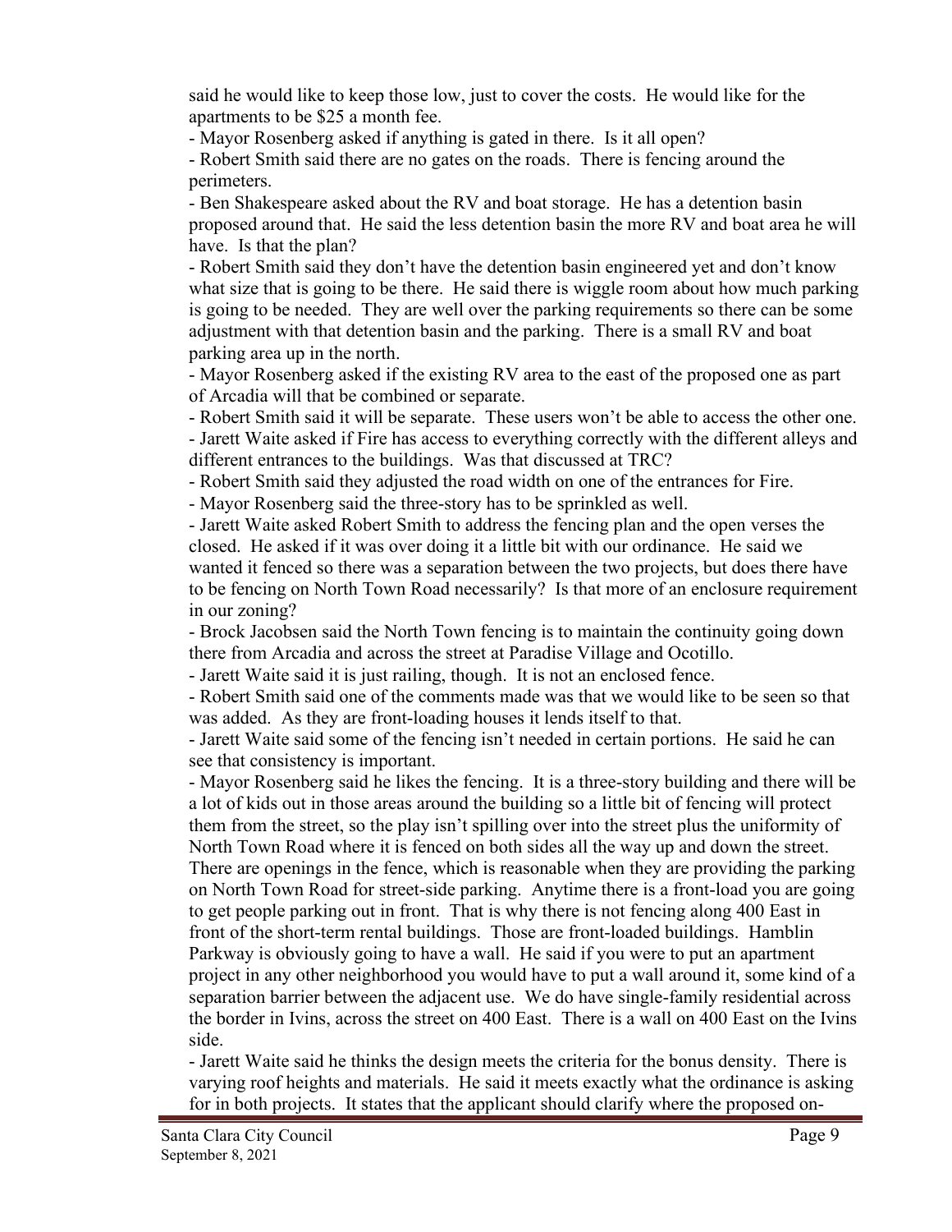said he would like to keep those low, just to cover the costs. He would like for the apartments to be $25 a month fee.

- Mayor Rosenberg asked if anything is gated in there. Is it all open?
- Robert Smith said there are no gates on the roads. There is fencing around the perimeters.
- Ben Shakespeare asked about the RV and boat storage. He has a detention basin proposed around that. He said the less detention basin the more RV and boat area he will have. Is that the plan?
- Robert Smith said they don't have the detention basin engineered yet and don't know what size that is going to be there. He said there is wiggle room about how much parking is going to be needed. They are well over the parking requirements so there can be some adjustment with that detention basin and the parking. There is a small RV and boat parking area up in the north.
- Mayor Rosenberg asked if the existing RV area to the east of the proposed one as part of Arcadia will that be combined or separate.
- Robert Smith said it will be separate. These users won't be able to access the other one.
- Jarett Waite asked if Fire has access to everything correctly with the different alleys and different entrances to the buildings. Was that discussed at TRC?
- Robert Smith said they adjusted the road width on one of the entrances for Fire.
- Mayor Rosenberg said the three-story has to be sprinkled as well.
- Jarett Waite asked Robert Smith to address the fencing plan and the open verses the closed. He asked if it was over doing it a little bit with our ordinance. He said we wanted it fenced so there was a separation between the two projects, but does there have to be fencing on North Town Road necessarily? Is that more of an enclosure requirement in our zoning?
- Brock Jacobsen said the North Town fencing is to maintain the continuity going down there from Arcadia and across the street at Paradise Village and Ocotillo.
- Jarett Waite said it is just railing, though. It is not an enclosed fence.
- Robert Smith said one of the comments made was that we would like to be seen so that was added. As they are front-loading houses it lends itself to that.
- Jarett Waite said some of the fencing isn't needed in certain portions. He said he can see that consistency is important.
- Mayor Rosenberg said he likes the fencing. It is a three-story building and there will be a lot of kids out in those areas around the building so a little bit of fencing will protect them from the street, so the play isn't spilling over into the street plus the uniformity of North Town Road where it is fenced on both sides all the way up and down the street. There are openings in the fence, which is reasonable when they are providing the parking on North Town Road for street-side parking. Anytime there is a front-load you are going to get people parking out in front. That is why there is not fencing along 400 East in front of the short-term rental buildings. Those are front-loaded buildings. Hamblin Parkway is obviously going to have a wall. He said if you were to put an apartment project in any other neighborhood you would have to put a wall around it, some kind of a separation barrier between the adjacent use. We do have single-family residential across the border in Ivins, across the street on 400 East. There is a wall on 400 East on the Ivins side.
- Jarett Waite said he thinks the design meets the criteria for the bonus density. There is varying roof heights and materials. He said it meets exactly what the ordinance is asking for in both projects. It states that the applicant should clarify where the proposed on-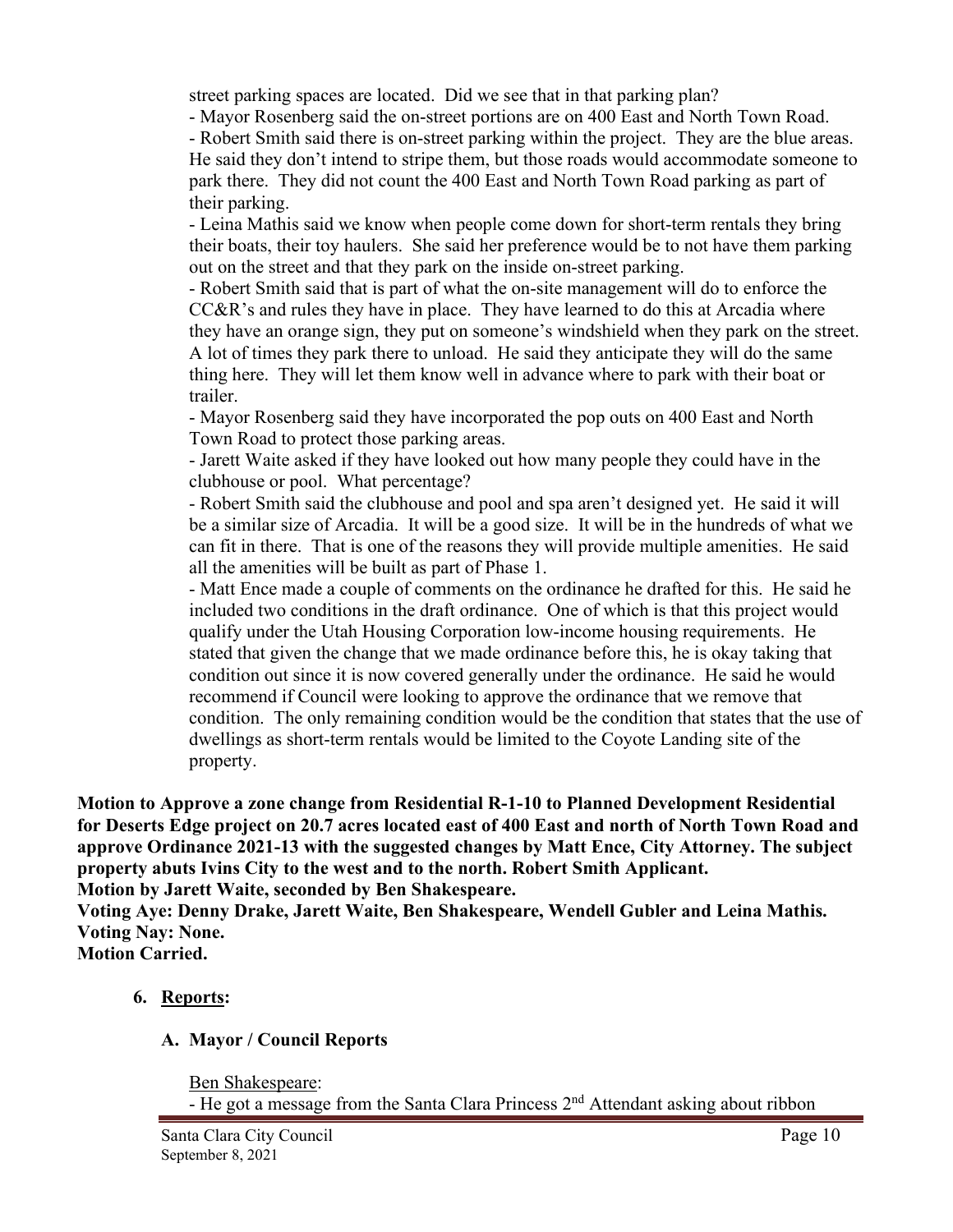street parking spaces are located. Did we see that in that parking plan?

- Mayor Rosenberg said the on-street portions are on 400 East and North Town Road.
- Robert Smith said there is on-street parking within the project. They are the blue areas. He said they don't intend to stripe them, but those roads would accommodate someone to park there. They did not count the 400 East and North Town Road parking as part of their parking.
- Leina Mathis said we know when people come down for short-term rentals they bring their boats, their toy haulers. She said her preference would be to not have them parking out on the street and that they park on the inside on-street parking.
- Robert Smith said that is part of what the on-site management will do to enforce the CC&R's and rules they have in place. They have learned to do this at Arcadia where they have an orange sign, they put on someone's windshield when they park on the street. A lot of times they park there to unload. He said they anticipate they will do the same thing here. They will let them know well in advance where to park with their boat or trailer.
- Mayor Rosenberg said they have incorporated the pop outs on 400 East and North Town Road to protect those parking areas.
- Jarett Waite asked if they have looked out how many people they could have in the clubhouse or pool. What percentage?
- Robert Smith said the clubhouse and pool and spa aren't designed yet. He said it will be a similar size of Arcadia. It will be a good size. It will be in the hundreds of what we can fit in there. That is one of the reasons they will provide multiple amenities. He said all the amenities will be built as part of Phase 1.
- Matt Ence made a couple of comments on the ordinance he drafted for this. He said he included two conditions in the draft ordinance. One of which is that this project would qualify under the Utah Housing Corporation low-income housing requirements. He stated that given the change that we made ordinance before this, he is okay taking that condition out since it is now covered generally under the ordinance. He said he would recommend if Council were looking to approve the ordinance that we remove that condition. The only remaining condition would be the condition that states that the use of dwellings as short-term rentals would be limited to the Coyote Landing site of the property.

**Motion to Approve a zone change from Residential R-1-10 to Planned Development Residential for Deserts Edge project on 20.7 acres located east of 400 East and north of North Town Road and approve Ordinance 2021-13 with the suggested changes by Matt Ence, City Attorney. The subject property abuts Ivins City to the west and to the north. Robert Smith Applicant.**
**Motion by Jarett Waite, seconded by Ben Shakespeare.**
**Voting Aye: Denny Drake, Jarett Waite, Ben Shakespeare, Wendell Gubler and Leina Mathis.**
**Voting Nay: None.**
**Motion Carried.**

6. **Reports:**

   **A. Mayor / Council Reports**

   Ben Shakespeare:
   - He got a message from the Santa Clara Princess 2nd Attendant asking about ribbon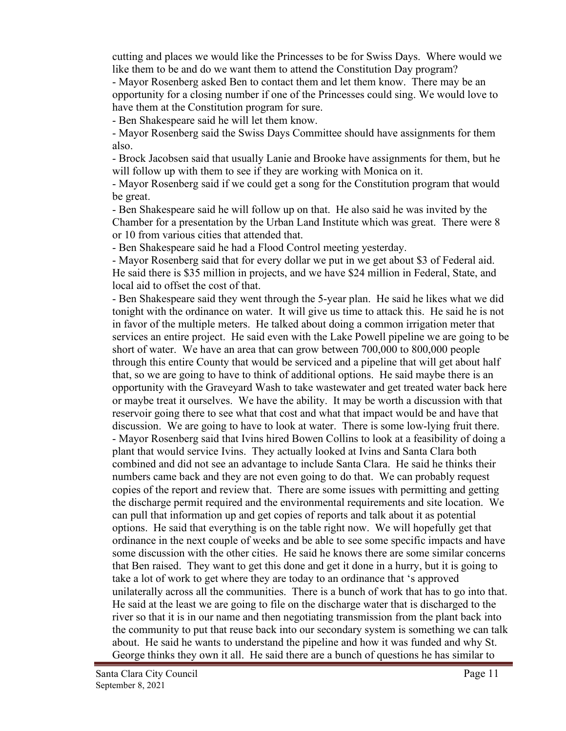cutting and places we would like the Princesses to be for Swiss Days. Where would we like them to be and do we want them to attend the Constitution Day program?

- Mayor Rosenberg asked Ben to contact them and let them know. There may be an opportunity for a closing number if one of the Princesses could sing. We would love to have them at the Constitution program for sure.
- Ben Shakespeare said he will let them know.
- Mayor Rosenberg said the Swiss Days Committee should have assignments for them also.
- Brock Jacobsen said that usually Lanie and Brooke have assignments for them, but he will follow up with them to see if they are working with Monica on it.
- Mayor Rosenberg said if we could get a song for the Constitution program that would be great.
- Ben Shakespeare said he will follow up on that. He also said he was invited by the Chamber for a presentation by the Urban Land Institute which was great. There were 8 or 10 from various cities that attended that.
- Ben Shakespeare said he had a Flood Control meeting yesterday.
- Mayor Rosenberg said that for every dollar we put in we get about $3 of Federal aid. He said there is $35 million in projects, and we have $24 million in Federal, State, and local aid to offset the cost of that.
- Ben Shakespeare said they went through the 5-year plan. He said he likes what we did tonight with the ordinance on water. It will give us time to attack this. He said he is not in favor of the multiple meters. He talked about doing a common irrigation meter that services an entire project. He said even with the Lake Powell pipeline we are going to be short of water. We have an area that can grow between 700,000 to 800,000 people through this entire County that would be serviced and a pipeline that will get about half that, so we are going to have to think of additional options. He said maybe there is an opportunity with the Graveyard Wash to take wastewater and get treated water back here or maybe treat it ourselves. We have the ability. It may be worth a discussion with that reservoir going there to see what that cost and what that impact would be and have that discussion. We are going to have to look at water. There is some low-lying fruit there.
- Mayor Rosenberg said that Ivins hired Bowen Collins to look at a feasibility of doing a plant that would service Ivins. They actually looked at Ivins and Santa Clara both combined and did not see an advantage to include Santa Clara. He said he thinks their numbers came back and they are not even going to do that. We can probably request copies of the report and review that. There are some issues with permitting and getting the discharge permit required and the environmental requirements and site location. We can pull that information up and get copies of reports and talk about it as potential options. He said that everything is on the table right now. We will hopefully get that ordinance in the next couple of weeks and be able to see some specific impacts and have some discussion with the other cities. He said he knows there are some similar concerns that Ben raised. They want to get this done and get it done in a hurry, but it is going to take a lot of work to get where they are today to an ordinance that 's approved unilaterally across all the communities. There is a bunch of work that has to go into that. He said at the least we are going to file on the discharge water that is discharged to the river so that it is in our name and then negotiating transmission from the plant back into the community to put that reuse back into our secondary system is something we can talk about. He said he wants to understand the pipeline and how it was funded and why St. George thinks they own it all. He said there are a bunch of questions he has similar to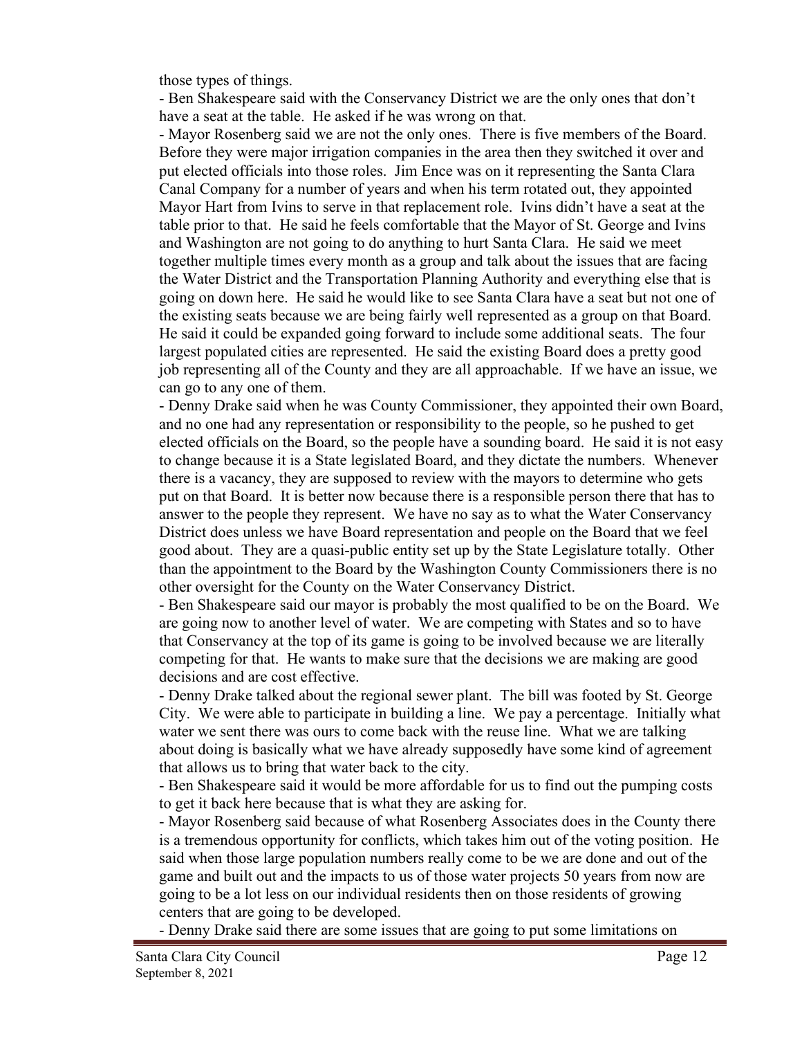those types of things.

- Ben Shakespeare said with the Conservancy District we are the only ones that don't have a seat at the table. He asked if he was wrong on that.
- Mayor Rosenberg said we are not the only ones. There is five members of the Board. Before they were major irrigation companies in the area then they switched it over and put elected officials into those roles. Jim Ence was on it representing the Santa Clara Canal Company for a number of years and when his term rotated out, they appointed Mayor Hart from Ivins to serve in that replacement role. Ivins didn't have a seat at the table prior to that. He said he feels comfortable that the Mayor of St. George and Ivins and Washington are not going to do anything to hurt Santa Clara. He said we meet together multiple times every month as a group and talk about the issues that are facing the Water District and the Transportation Planning Authority and everything else that is going on down here. He said he would like to see Santa Clara have a seat but not one of the existing seats because we are being fairly well represented as a group on that Board. He said it could be expanded going forward to include some additional seats. The four largest populated cities are represented. He said the existing Board does a pretty good job representing all of the County and they are all approachable. If we have an issue, we can go to any one of them.
- Denny Drake said when he was County Commissioner, they appointed their own Board, and no one had any representation or responsibility to the people, so he pushed to get elected officials on the Board, so the people have a sounding board. He said it is not easy to change because it is a State legislated Board, and they dictate the numbers. Whenever there is a vacancy, they are supposed to review with the mayors to determine who gets put on that Board. It is better now because there is a responsible person there that has to answer to the people they represent. We have no say as to what the Water Conservancy District does unless we have Board representation and people on the Board that we feel good about. They are a quasi-public entity set up by the State Legislature totally. Other than the appointment to the Board by the Washington County Commissioners there is no other oversight for the County on the Water Conservancy District.
- Ben Shakespeare said our mayor is probably the most qualified to be on the Board. We are going now to another level of water. We are competing with States and so to have that Conservancy at the top of its game is going to be involved because we are literally competing for that. He wants to make sure that the decisions we are making are good decisions and are cost effective.
- Denny Drake talked about the regional sewer plant. The bill was footed by St. George City. We were able to participate in building a line. We pay a percentage. Initially what water we sent there was ours to come back with the reuse line. What we are talking about doing is basically what we have already supposedly have some kind of agreement that allows us to bring that water back to the city.
- Ben Shakespeare said it would be more affordable for us to find out the pumping costs to get it back here because that is what they are asking for.
- Mayor Rosenberg said because of what Rosenberg Associates does in the County there is a tremendous opportunity for conflicts, which takes him out of the voting position. He said when those large population numbers really come to be we are done and out of the game and built out and the impacts to us of those water projects 50 years from now are going to be a lot less on our individual residents then on those residents of growing centers that are going to be developed.
- Denny Drake said there are some issues that are going to put some limitations on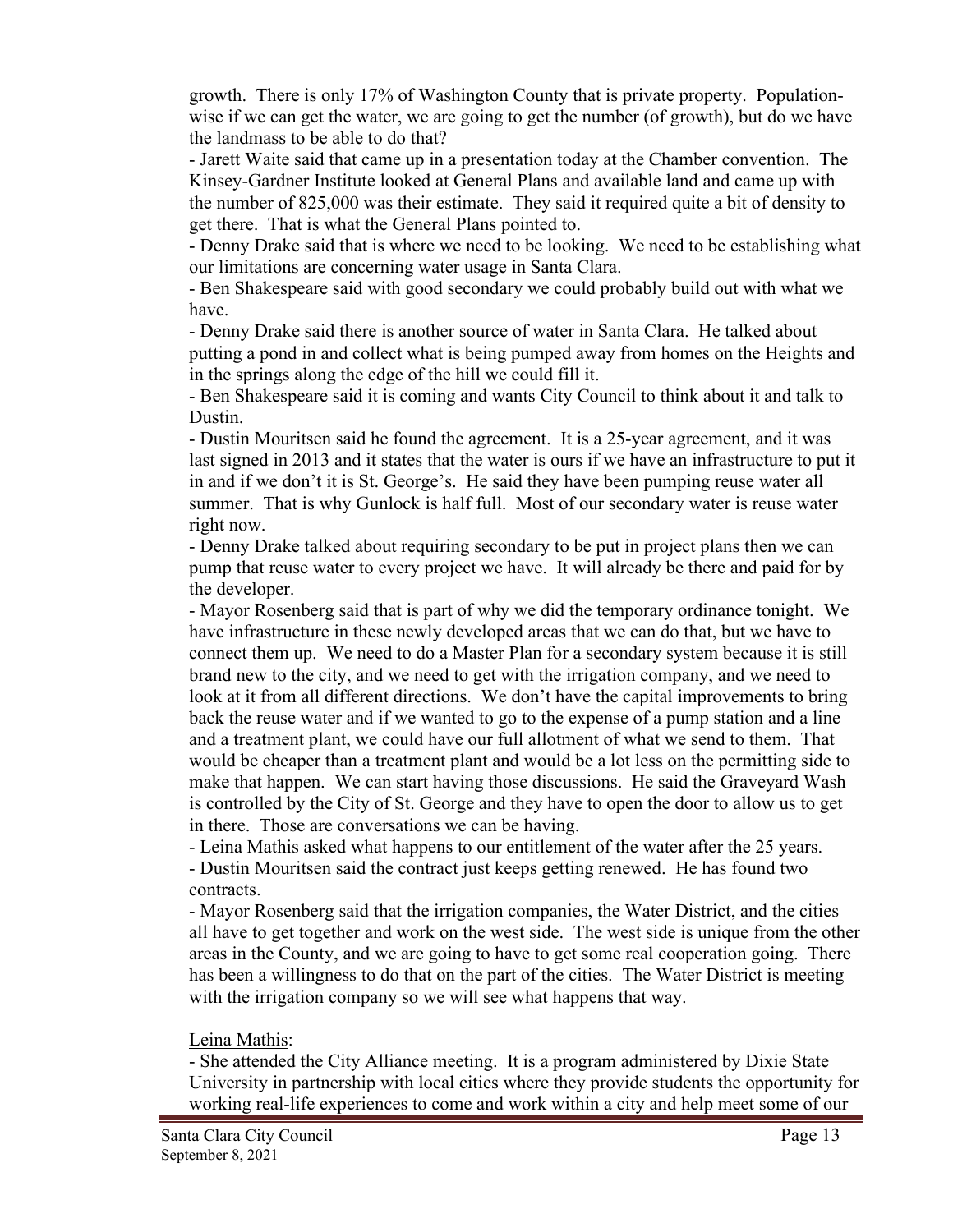growth. There is only 17% of Washington County that is private property. Population-wise if we can get the water, we are going to get the number (of growth), but do we have the landmass to be able to do that?

- Jarett Waite said that came up in a presentation today at the Chamber convention. The Kinsey-Gardner Institute looked at General Plans and available land and came up with the number of 825,000 was their estimate. They said it required quite a bit of density to get there. That is what the General Plans pointed to.
- Denny Drake said that is where we need to be looking. We need to be establishing what our limitations are concerning water usage in Santa Clara.
- Ben Shakespeare said with good secondary we could probably build out with what we have.
- Denny Drake said there is another source of water in Santa Clara. He talked about putting a pond in and collect what is being pumped away from homes on the Heights and in the springs along the edge of the hill we could fill it.
- Ben Shakespeare said it is coming and wants City Council to think about it and talk to Dustin.
- Dustin Mouritsen said he found the agreement. It is a 25-year agreement, and it was last signed in 2013 and it states that the water is ours if we have an infrastructure to put it in and if we don't it is St. George's. He said they have been pumping reuse water all summer. That is why Gunlock is half full. Most of our secondary water is reuse water right now.
- Denny Drake talked about requiring secondary to be put in project plans then we can pump that reuse water to every project we have. It will already be there and paid for by the developer.
- Mayor Rosenberg said that is part of why we did the temporary ordinance tonight. We have infrastructure in these newly developed areas that we can do that, but we have to connect them up. We need to do a Master Plan for a secondary system because it is still brand new to the city, and we need to get with the irrigation company, and we need to look at it from all different directions. We don't have the capital improvements to bring back the reuse water and if we wanted to go to the expense of a pump station and a line and a treatment plant, we could have our full allotment of what we send to them. That would be cheaper than a treatment plant and would be a lot less on the permitting side to make that happen. We can start having those discussions. He said the Graveyard Wash is controlled by the City of St. George and they have to open the door to allow us to get in there. Those are conversations we can be having.
- Leina Mathis asked what happens to our entitlement of the water after the 25 years.
- Dustin Mouritsen said the contract just keeps getting renewed. He has found two contracts.
- Mayor Rosenberg said that the irrigation companies, the Water District, and the cities all have to get together and work on the west side. The west side is unique from the other areas in the County, and we are going to have to get some real cooperation going. There has been a willingness to do that on the part of the cities. The Water District is meeting with the irrigation company so we will see what happens that way.

Leina Mathis:

- She attended the City Alliance meeting. It is a program administered by Dixie State University in partnership with local cities where they provide students the opportunity for working real-life experiences to come and work within a city and help meet some of our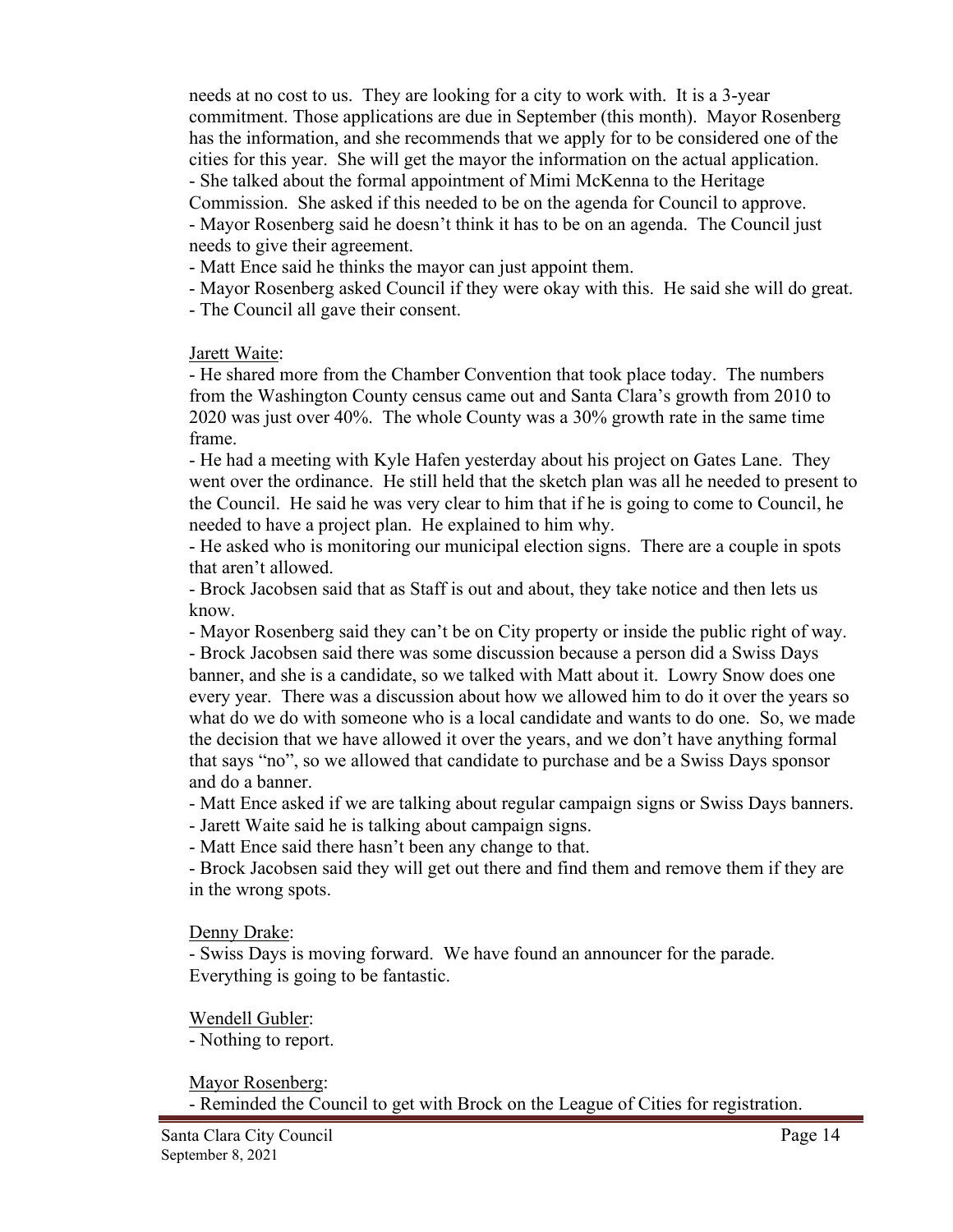needs at no cost to us. They are looking for a city to work with. It is a 3-year commitment. Those applications are due in September (this month). Mayor Rosenberg has the information, and she recommends that we apply for to be considered one of the cities for this year. She will get the mayor the information on the actual application.
- She talked about the formal appointment of Mimi McKenna to the Heritage Commission. She asked if this needed to be on the agenda for Council to approve.
- Mayor Rosenberg said he doesn't think it has to be on an agenda. The Council just needs to give their agreement.
- Matt Ence said he thinks the mayor can just appoint them.
- Mayor Rosenberg asked Council if they were okay with this. He said she will do great.
- The Council all gave their consent.

Jarett Waite:

- He shared more from the Chamber Convention that took place today. The numbers from the Washington County census came out and Santa Clara's growth from 2010 to 2020 was just over 40%. The whole County was a 30% growth rate in the same time frame.
- He had a meeting with Kyle Hafen yesterday about his project on Gates Lane. They went over the ordinance. He still held that the sketch plan was all he needed to present to the Council. He said he was very clear to him that if he is going to come to Council, he needed to have a project plan. He explained to him why.
- He asked who is monitoring our municipal election signs. There are a couple in spots that aren't allowed.
- Brock Jacobsen said that as Staff is out and about, they take notice and then lets us know.
- Mayor Rosenberg said they can't be on City property or inside the public right of way.
- Brock Jacobsen said there was some discussion because a person did a Swiss Days banner, and she is a candidate, so we talked with Matt about it. Lowry Snow does one every year. There was a discussion about how we allowed him to do it over the years so what do we do with someone who is a local candidate and wants to do one. So, we made the decision that we have allowed it over the years, and we don't have anything formal that says "no", so we allowed that candidate to purchase and be a Swiss Days sponsor and do a banner.
- Matt Ence asked if we are talking about regular campaign signs or Swiss Days banners.
- Jarett Waite said he is talking about campaign signs.
- Matt Ence said there hasn't been any change to that.
- Brock Jacobsen said they will get out there and find them and remove them if they are in the wrong spots.

Denny Drake:

- Swiss Days is moving forward. We have found an announcer for the parade. Everything is going to be fantastic.

Wendell Gubler:

- Nothing to report.

Mayor Rosenberg:

- Reminded the Council to get with Brock on the League of Cities for registration.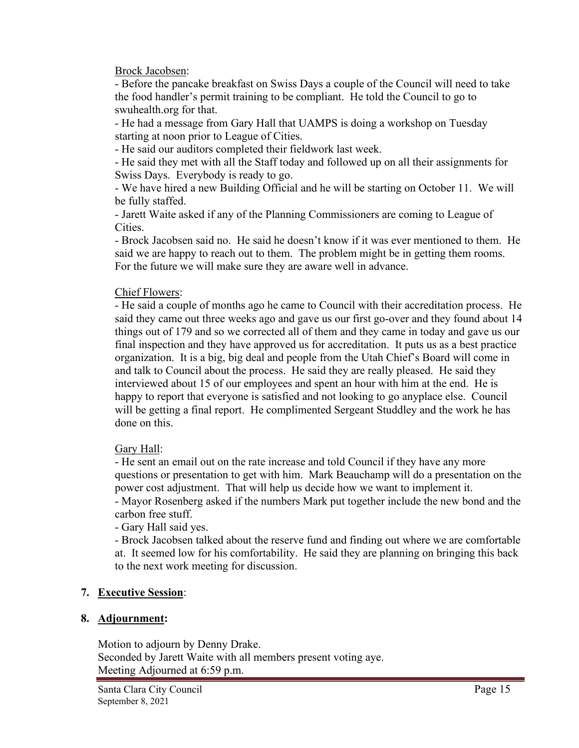Brock Jacobsen:

- Before the pancake breakfast on Swiss Days a couple of the Council will need to take the food handler's permit training to be compliant. He told the Council to go to swuhealth.org for that.
- He had a message from Gary Hall that UAMPS is doing a workshop on Tuesday starting at noon prior to League of Cities.
- He said our auditors completed their fieldwork last week.
- He said they met with all the Staff today and followed up on all their assignments for Swiss Days. Everybody is ready to go.
- We have hired a new Building Official and he will be starting on October 11. We will be fully staffed.
- Jarett Waite asked if any of the Planning Commissioners are coming to League of Cities.
- Brock Jacobsen said no. He said he doesn't know if it was ever mentioned to them. He said we are happy to reach out to them. The problem might be in getting them rooms. For the future we will make sure they are aware well in advance.

Chief Flowers:

- He said a couple of months ago he came to Council with their accreditation process. He said they came out three weeks ago and gave us our first go-over and they found about 14 things out of 179 and so we corrected all of them and they came in today and gave us our final inspection and they have approved us for accreditation. It puts us as a best practice organization. It is a big, big deal and people from the Utah Chief's Board will come in and talk to Council about the process. He said they are really pleased. He said they interviewed about 15 of our employees and spent an hour with him at the end. He is happy to report that everyone is satisfied and not looking to go anyplace else. Council will be getting a final report. He complimented Sergeant Studdley and the work he has done on this.

Gary Hall:

- He sent an email out on the rate increase and told Council if they have any more questions or presentation to get with him. Mark Beauchamp will do a presentation on the power cost adjustment. That will help us decide how we want to implement it.
- Mayor Rosenberg asked if the numbers Mark put together include the new bond and the carbon free stuff.
- Gary Hall said yes.
- Brock Jacobsen talked about the reserve fund and finding out where we are comfortable at. It seemed low for his comfortability. He said they are planning on bringing this back to the next work meeting for discussion.

**7. Executive Session:**

**8. Adjournment:**

Motion to adjourn by Denny Drake.
Seconded by Jarett Waite with all members present voting aye.
Meeting Adjourned at 6:59 p.m.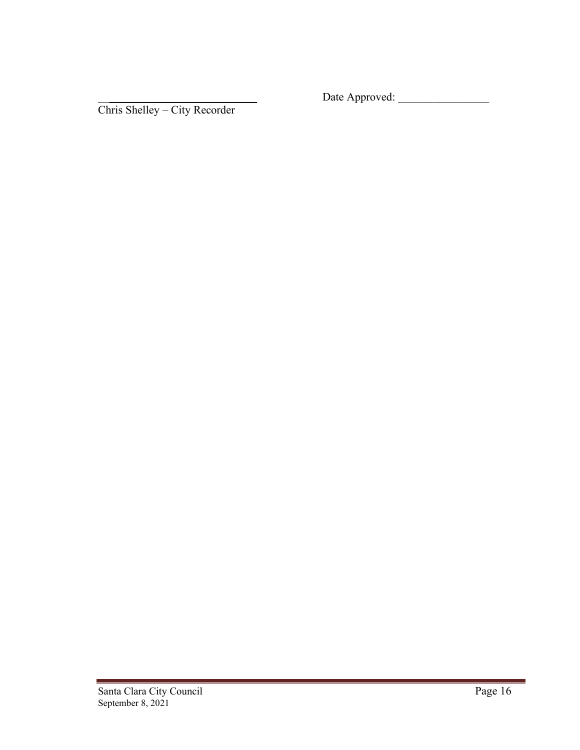___________________________ Date Approved: ________________

Chris Shelley – City Recorder